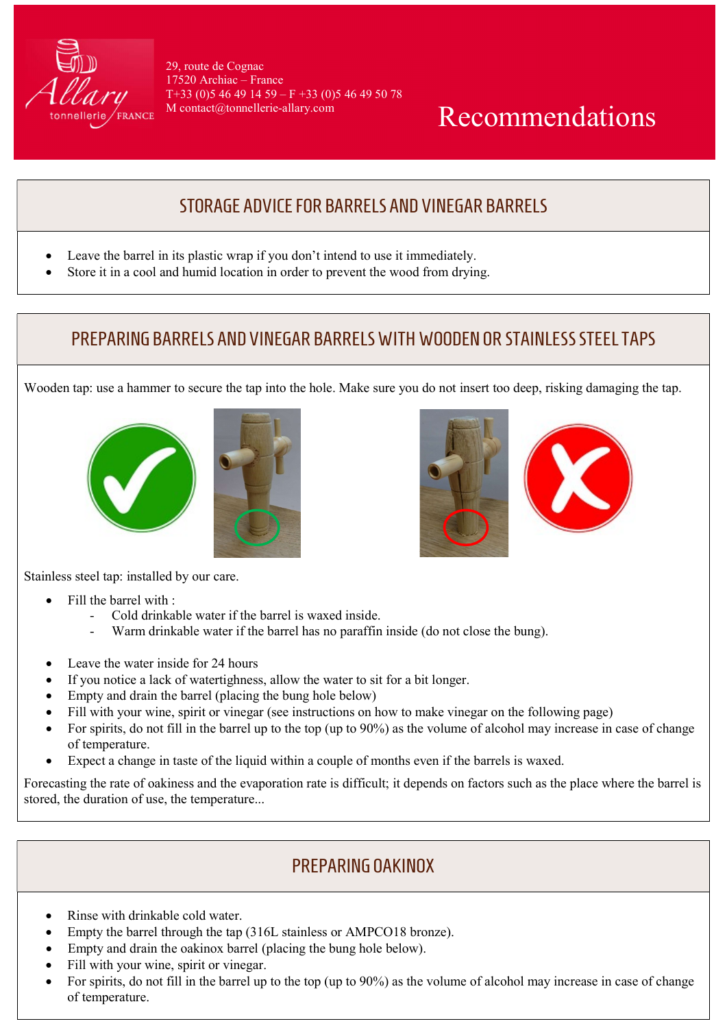29, route de Cognac
17520 Archiac – France
T+33 (0)5 46 49 14 59 – F +33 (0)5 46 49 50 78
M contact@tonnellerie-allary.com

# Recommendations

## STORAGE ADVICE FOR BARRELS AND VINEGAR BARRELS

- Leave the barrel in its plastic wrap if you don't intend to use it immediately.
- Store it in a cool and humid location in order to prevent the wood from drying.

## PREPARING BARRELS AND VINEGAR BARRELS WITH WOODEN OR STAINLESS STEEL TAPS

Wooden tap: use a hammer to secure the tap into the hole. Make sure you do not insert too deep, risking damaging the tap.

Stainless steel tap: installed by our care.

- Fill the barrel with :
  - Cold drinkable water if the barrel is waxed inside.
  - Warm drinkable water if the barrel has no paraffin inside (do not close the bung).

- Leave the water inside for 24 hours
- If you notice a lack of watertightness, allow the water to sit for a bit longer.
- Empty and drain the barrel (placing the bung hole below)
- Fill with your wine, spirit or vinegar (see instructions on how to make vinegar on the following page)
- For spirits, do not fill in the barrel up to the top (up to 90%) as the volume of alcohol may increase in case of change of temperature.
- Expect a change in taste of the liquid within a couple of months even if the barrels is waxed.

Forecasting the rate of oakiness and the evaporation rate is difficult; it depends on factors such as the place where the barrel is stored, the duration of use, the temperature...

## PREPARING OAKINOX

- Rinse with drinkable cold water.
- Empty the barrel through the tap (316L stainless or AMPCO18 bronze).
- Empty and drain the oakinox barrel (placing the bung hole below).
- Fill with your wine, spirit or vinegar.
- For spirits, do not fill in the barrel up to the top (up to 90%) as the volume of alcohol may increase in case of change of temperature.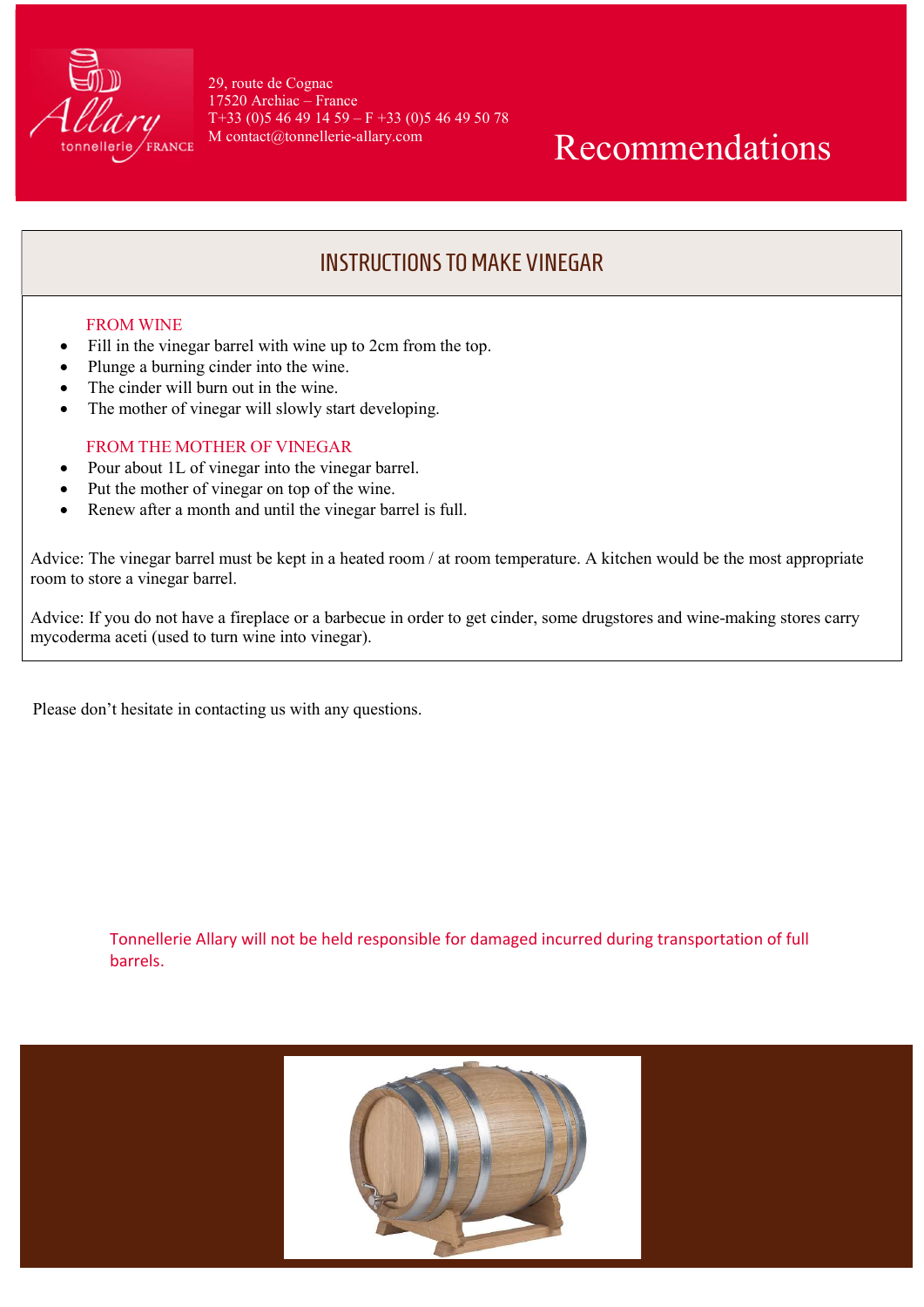29, route de Cognac
17520 Archiac – France
T+33 (0)5 46 49 14 59 – F +33 (0)5 46 49 50 78
M contact@tonnellerie-allary.com

# Recommendations

## INSTRUCTIONS TO MAKE VINEGAR

### FROM WINE

- Fill in the vinegar barrel with wine up to 2cm from the top.
- Plunge a burning cinder into the wine.
- The cinder will burn out in the wine.
- The mother of vinegar will slowly start developing.

### FROM THE MOTHER OF VINEGAR

- Pour about 1L of vinegar into the vinegar barrel.
- Put the mother of vinegar on top of the wine.
- Renew after a month and until the vinegar barrel is full.

Advice: The vinegar barrel must be kept in a heated room / at room temperature. A kitchen would be the most appropriate room to store a vinegar barrel.

Advice: If you do not have a fireplace or a barbecue in order to get cinder, some drugstores and wine-making stores carry mycoderma aceti (used to turn wine into vinegar).

Please don't hesitate in contacting us with any questions.

Tonnellerie Allary will not be held responsible for damaged incurred during transportation of full barrels.